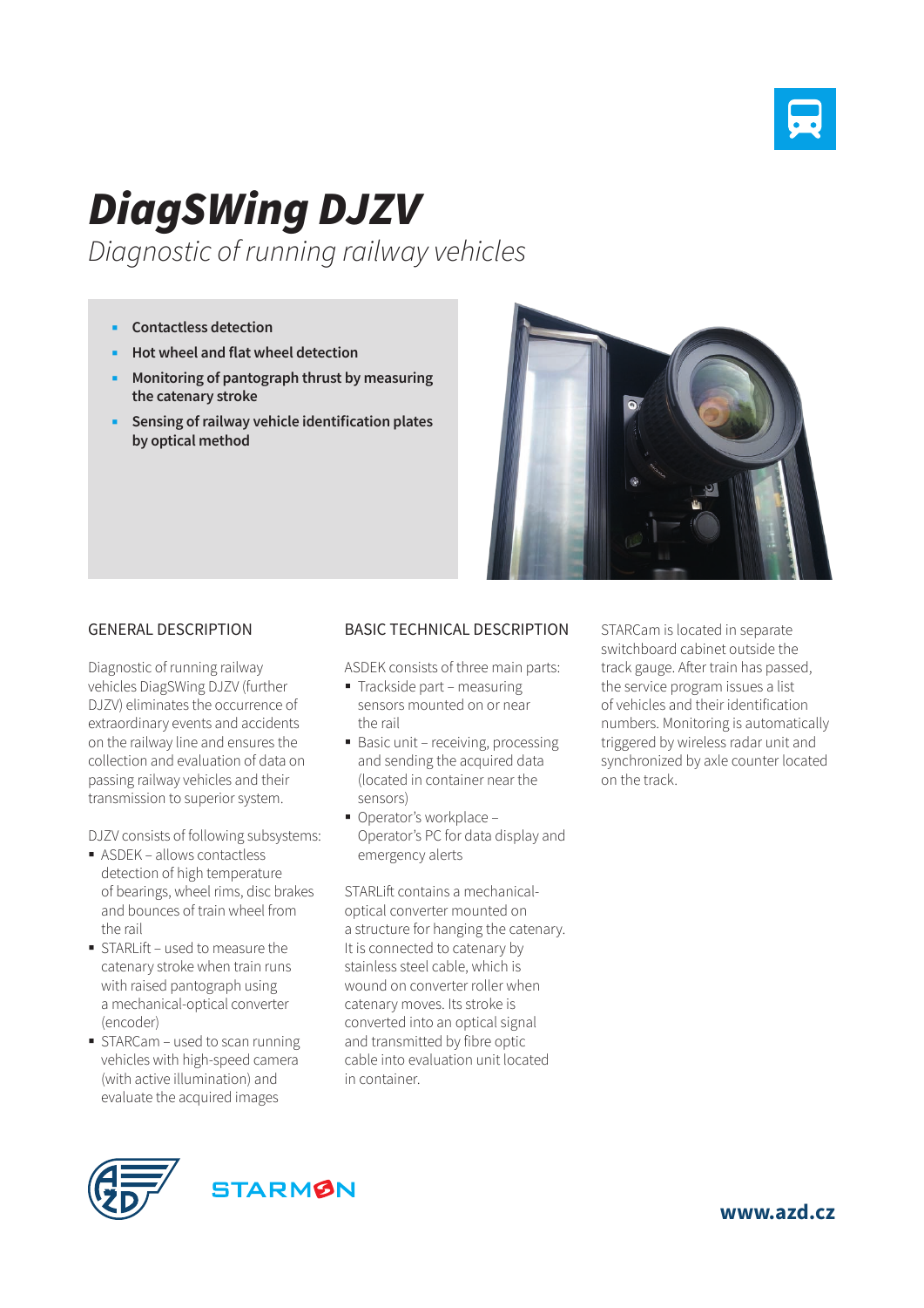# DiagSWing DJZV

*Diagnostic of running railway vehicles*

- **Contactless detection**
- **Hot wheel and flat wheel detection**
- **Monitoring of pantograph thrust by measuring the catenary stroke**
- **Sensing of railway vehicle identification plates by optical method**

## GENERAL DESCRIPTION

Diagnostic of running railway vehicles DiagSWing DJZV (further DJZV) eliminates the occurrence of extraordinary events and accidents on the railway line and ensures the collection and evaluation of data on passing railway vehicles and their transmission to superior system.

DJZV consists of following subsystems:

- ASDEK – allows contactless detection of high temperature of bearings, wheel rims, disc brakes and bounces of train wheel from the rail
- STARLift – used to measure the catenary stroke when train runs with raised pantograph using a mechanical-optical converter (encoder)
- STARCam – used to scan running vehicles with high-speed camera (with active illumination) and evaluate the acquired images

## BASIC TECHNICAL DESCRIPTION

ASDEK consists of three main parts:

- Trackside part – measuring sensors mounted on or near the rail
- Basic unit – receiving, processing and sending the acquired data (located in container near the sensors)
- Operator's workplace – Operator's PC for data display and emergency alerts

STARLift contains a mechanical-optical converter mounted on a structure for hanging the catenary. It is connected to catenary by stainless steel cable, which is wound on converter roller when catenary moves. Its stroke is converted into an optical signal and transmitted by fibre optic cable into evaluation unit located in container.

STARCam is located in separate switchboard cabinet outside the track gauge. After train has passed, the service program issues a list of vehicles and their identification numbers. Monitoring is automatically triggered by wireless radar unit and synchronized by axle counter located on the track.

STARMON

**www.azd.cz**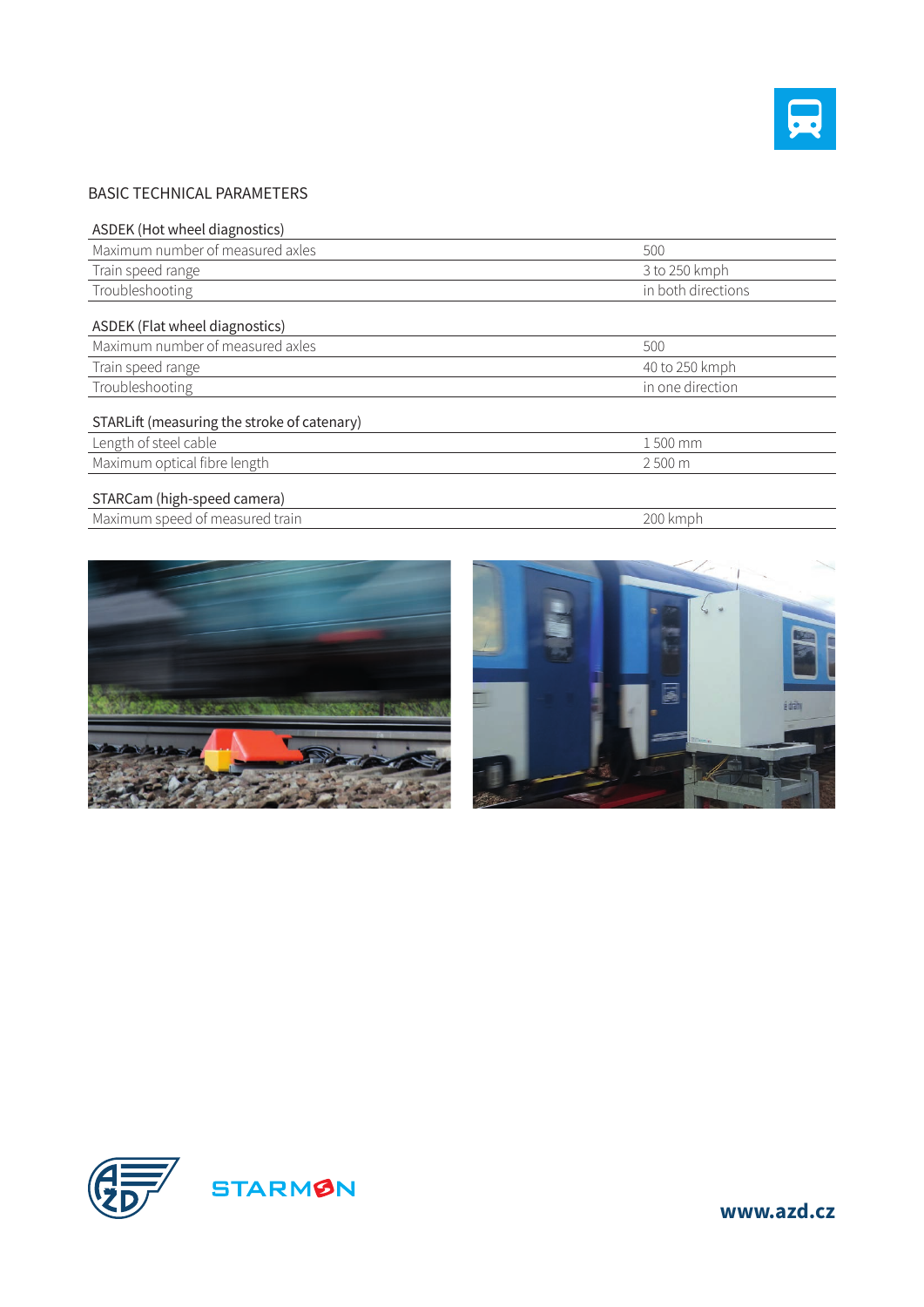## BASIC TECHNICAL PARAMETERS

| ASDEK (Hot wheel diagnostics) | |
|---|---|
| Maximum number of measured axles | 500 |
| Train speed range | 3 to 250 kmph |
| Troubleshooting | in both directions |

| ASDEK (Flat wheel diagnostics) | |
|---|---|
| Maximum number of measured axles | 500 |
| Train speed range | 40 to 250 kmph |
| Troubleshooting | in one direction |

| STARLift (measuring the stroke of catenary) | |
|---|---|
| Length of steel cable | 1 500 mm |
| Maximum optical fibre length | 2 500 m |

| STARCam (high-speed camera) | |
|---|---|
| Maximum speed of measured train | 200 kmph |

STARMON

www.azd.cz